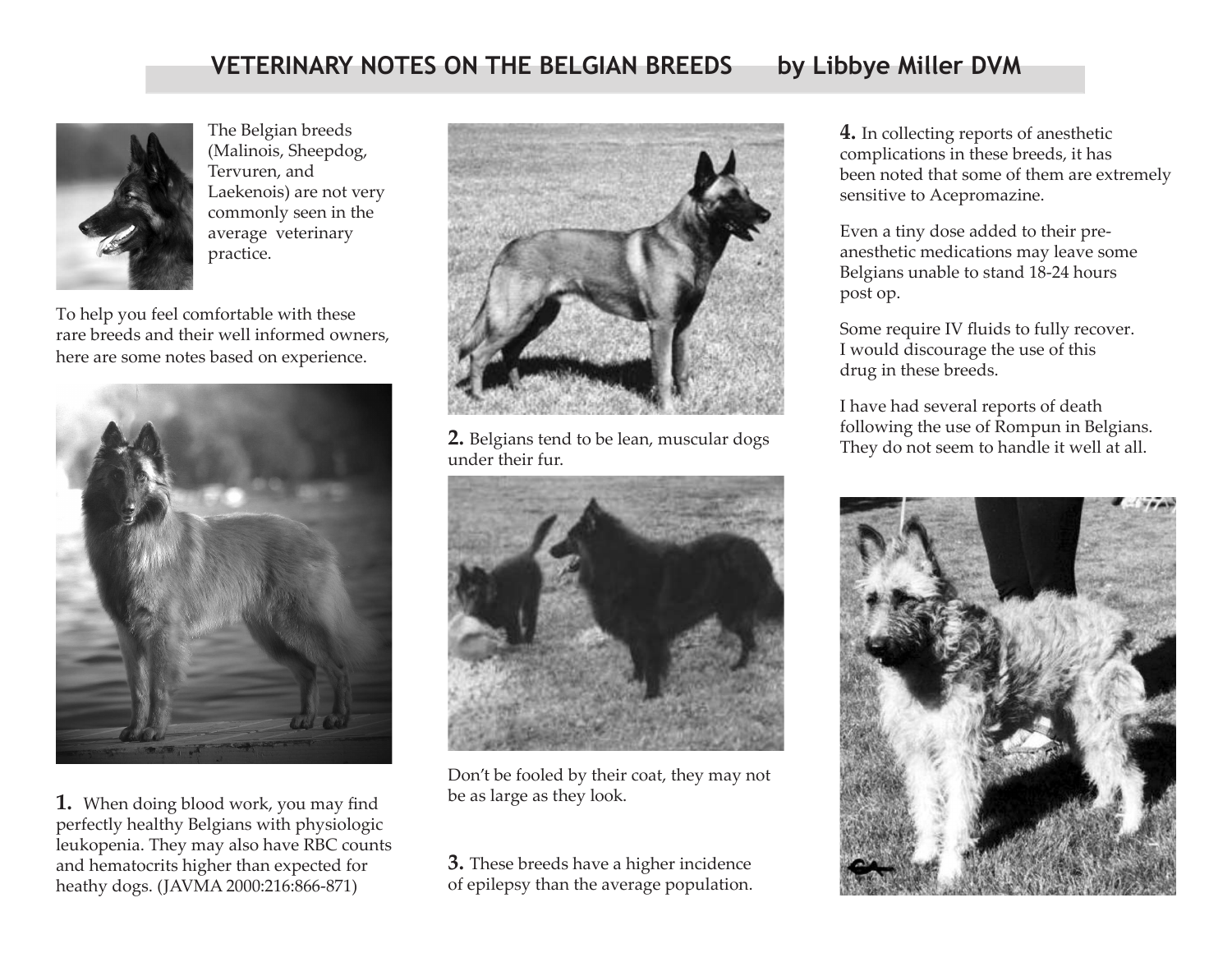# VETERINARY NOTES ON THE BELGIAN BREEDS by Libbye Miller DVM

The Belgian breeds (Malinois, Sheepdog, Tervuren, and Laekenois) are not very commonly seen in the average veterinary practice.

To help you feel comfortable with these rare breeds and their well informed owners, here are some notes based on experience.

**1.** When doing blood work, you may find perfectly healthy Belgians with physiologic leukopenia. They may also have RBC counts and hematocrits higher than expected for heathy dogs. (JAVMA 2000:216:866-871)

**2.** Belgians tend to be lean, muscular dogs under their fur.

Don't be fooled by their coat, they may not be as large as they look.

**3.** These breeds have a higher incidence of epilepsy than the average population.

**4.** In collecting reports of anesthetic complications in these breeds, it has been noted that some of them are extremely sensitive to Acepromazine.

Even a tiny dose added to their pre-anesthetic medications may leave some Belgians unable to stand 18-24 hours post op.

Some require IV fluids to fully recover. I would discourage the use of this drug in these breeds.

I have had several reports of death following the use of Rompun in Belgians. They do not seem to handle it well at all.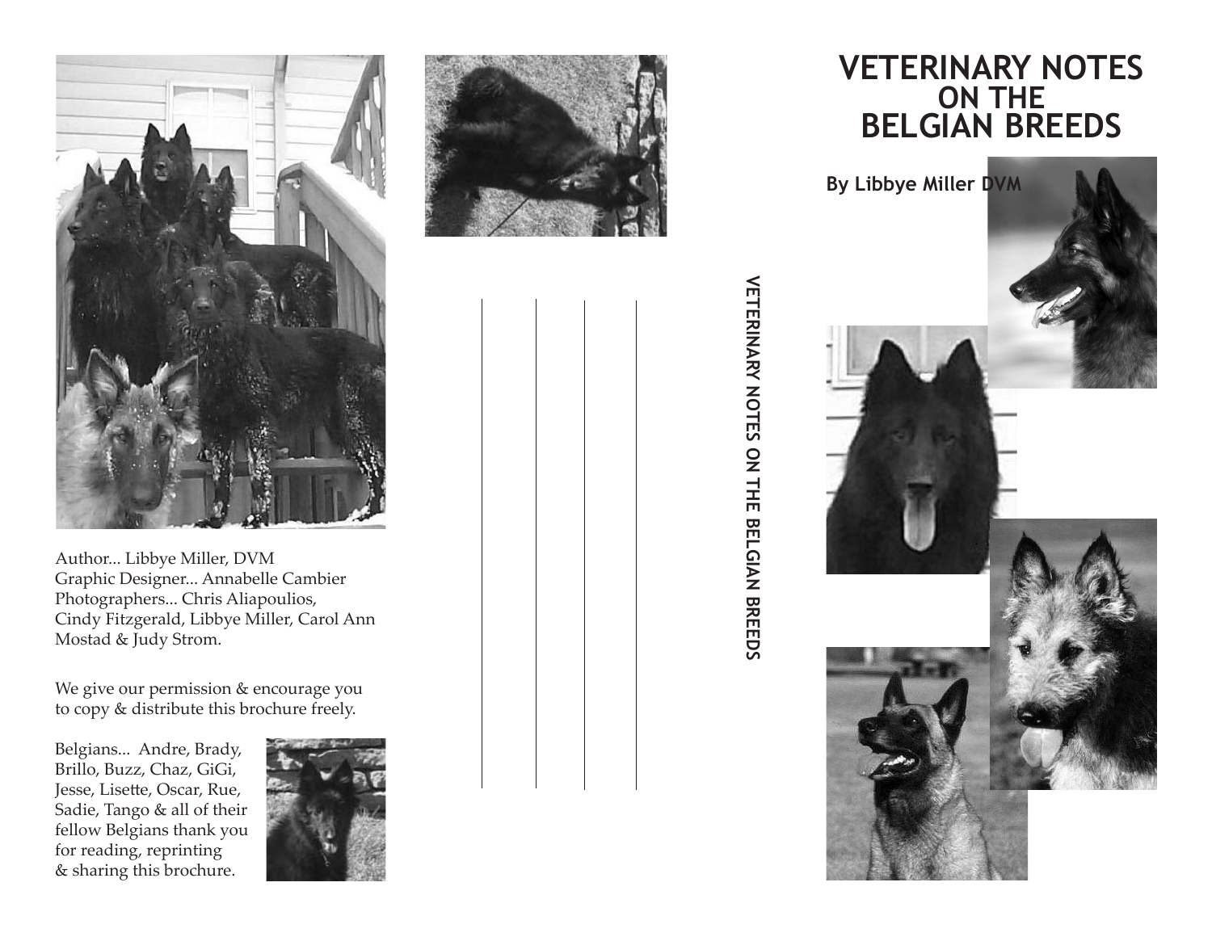Author... Libbye Miller, DVM
Graphic Designer... Annabelle Cambier
Photographers... Chris Aliapoulios, Cindy Fitzgerald, Libbye Miller, Carol Ann Mostad & Judy Strom.

We give our permission & encourage you to copy & distribute this brochure freely.

Belgians... Andre, Brady, Brillo, Buzz, Chaz, GiGi, Jesse, Lisette, Oscar, Rue, Sadie, Tango & all of their fellow Belgians thank you for reading, reprinting & sharing this brochure.

VETERINARY NOTES ON THE BELGIAN BREEDS

# VETERINARY NOTES ON THE BELGIAN BREEDS

**By Libbye Miller DVM**